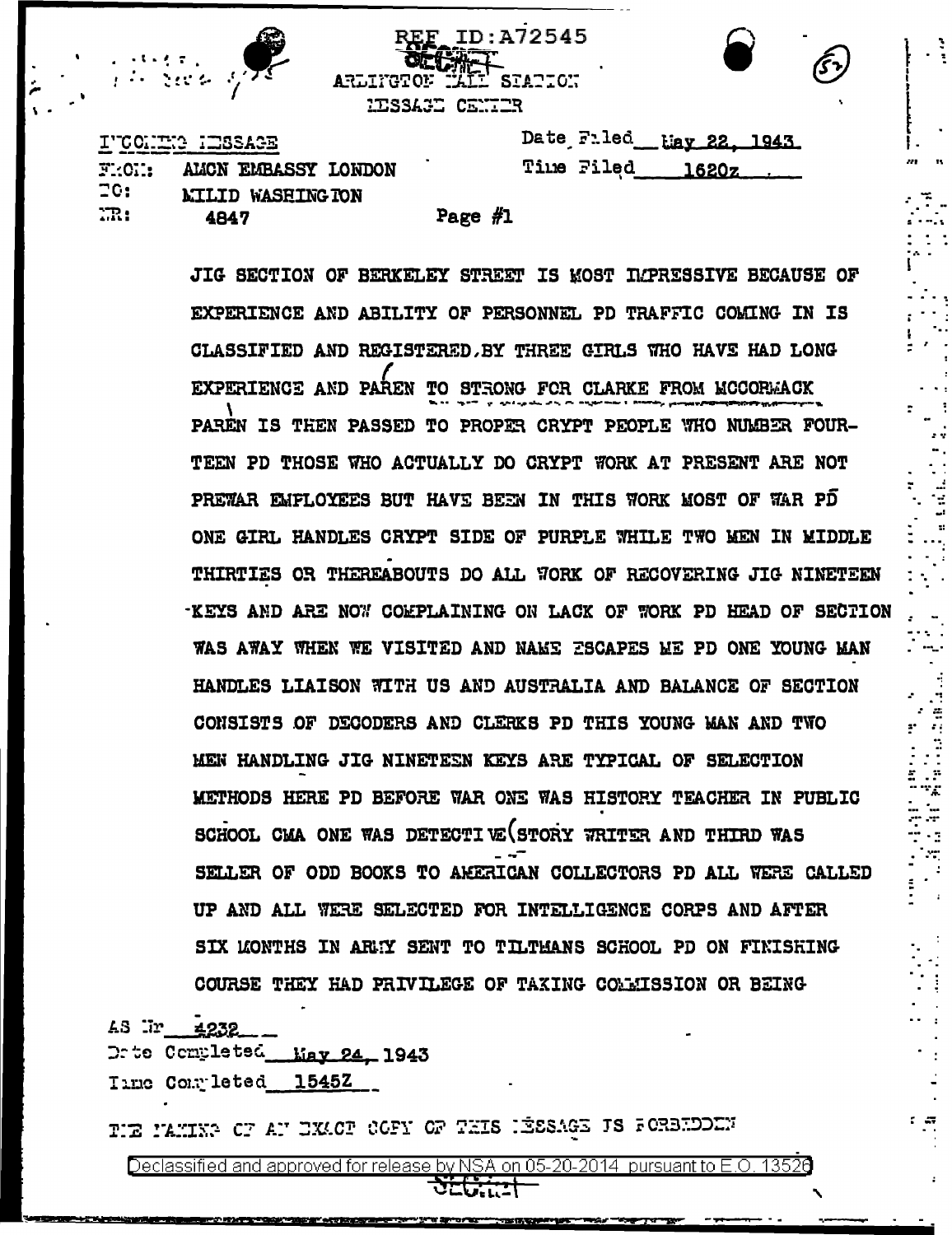REF ID:A72545

SECRET

ARLINGTON HALL STATION

MESSAGE CENTER

(57)

INCOMING MESSAGE

FROM: AMCN EMBASSY LONDON

TO: MILID WASHINGTON

NR: 4847

Date Filed May 22, 1943

Time Filed 1620z

Page #1

JIG SECTION OF BERKELEY STREET IS MOST IMPRESSIVE BECAUSE OF EXPERIENCE AND ABILITY OF PERSONNEL PD TRAFFIC COMING IN IS CLASSIFIED AND REGISTERED, BY THREE GIRLS WHO HAVE HAD LONG EXPERIENCE AND PAREN TO STRONG FOR CLARKE FROM MCCORMACK PAREN IS THEN PASSED TO PROPER CRYPT PEOPLE WHO NUMBER FOURTEEN PD THOSE WHO ACTUALLY DO CRYPT WORK AT PRESENT ARE NOT PREWAR EMPLOYEES BUT HAVE BEEN IN THIS WORK MOST OF WAR PD ONE GIRL HANDLES CRYPT SIDE OF PURPLE WHILE TWO MEN IN MIDDLE THIRTIES OR THEREABOUTS DO ALL WORK OF RECOVERING JIG NINETEEN KEYS AND ARE NOW COMPLAINING ON LACK OF WORK PD HEAD OF SECTION WAS AWAY WHEN WE VISITED AND NAME ESCAPES ME PD ONE YOUNG MAN HANDLES LIAISON WITH US AND AUSTRALIA AND BALANCE OF SECTION CONSISTS OF DECODERS AND CLERKS PD THIS YOUNG MAN AND TWO MEN HANDLING JIG NINETEEN KEYS ARE TYPICAL OF SELECTION METHODS HERE PD BEFORE WAR ONE WAS HISTORY TEACHER IN PUBLIC SCHOOL CMA ONE WAS DETECTIVE STORY WRITER AND THIRD WAS SELLER OF ODD BOOKS TO AMERICAN COLLECTORS PD ALL WERE CALLED UP AND ALL WERE SELECTED FOR INTELLIGENCE CORPS AND AFTER SIX MONTHS IN ARMY SENT TO TILTMANS SCHOOL PD ON FINISHING COURSE THEY HAD PRIVILEGE OF TAKING COMMISSION OR BEING

AS Nr 4232

Date Completed May 24, 1943

Time Completed 1545Z

THE MAKING OF AN EXACT COPY OF THIS MESSAGE IS FORBIDDEN

Declassified and approved for release by NSA on 05-20-2014 pursuant to E.O. 13526

SECRET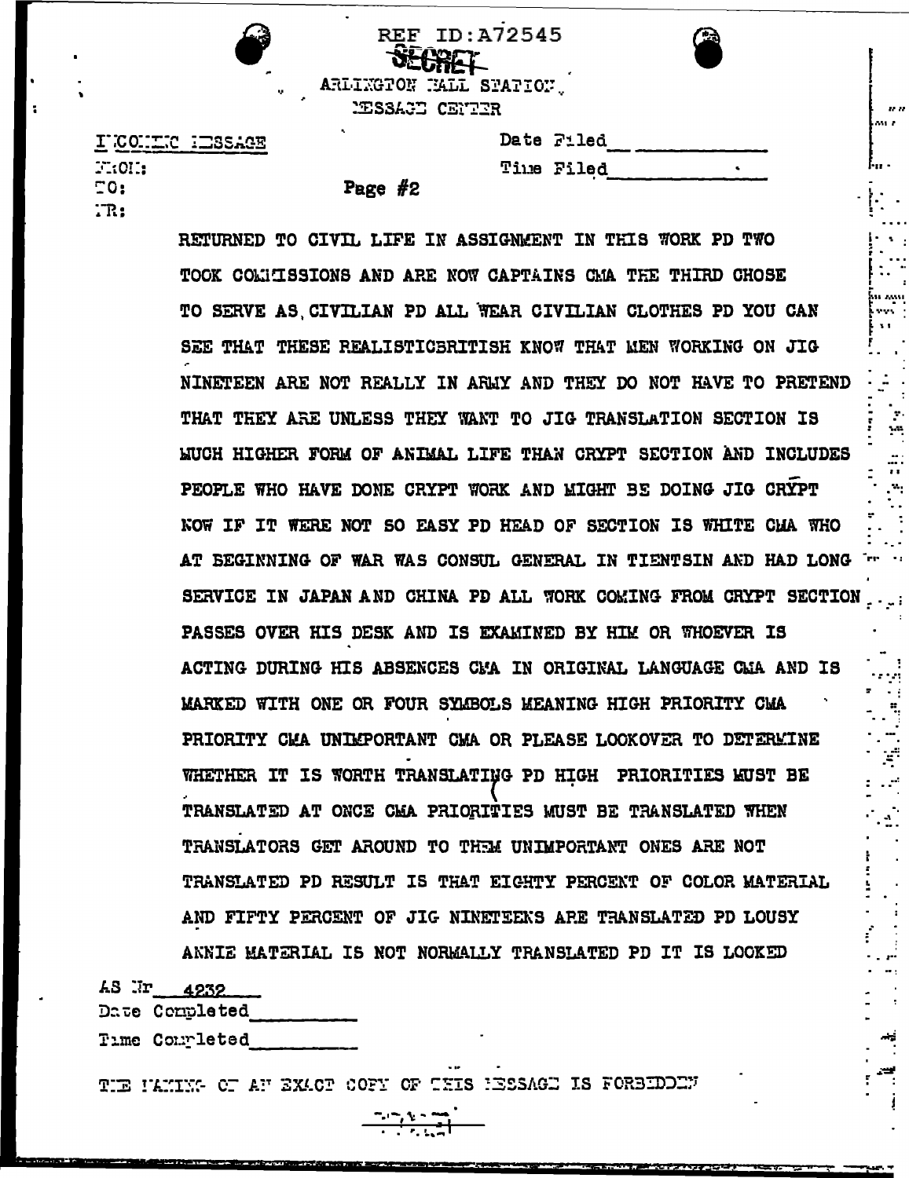REF ID:A72545

SECRET

ARLINGTON HALL STATION,
MESSAGE CENTER

INCOMING MESSAGE

FROM:
TO:
NR:

Page #2

Date Filed\_\_\_\_\_\_\_\_\_\_

Time Filed\_\_\_\_\_\_\_\_\_\_

RETURNED TO CIVIL LIFE IN ASSIGNMENT IN THIS WORK PD TWO TOOK COMMISSIONS AND ARE NOW CAPTAINS CMA THE THIRD CHOSE TO SERVE AS CIVILIAN PD ALL WEAR CIVILIAN CLOTHES PD YOU CAN SEE THAT THESE REALISTICBRITISH KNOW THAT MEN WORKING ON JIG NINETEEN ARE NOT REALLY IN ARMY AND THEY DO NOT HAVE TO PRETEND THAT THEY ARE UNLESS THEY WANT TO JIG TRANSLATION SECTION IS MUCH HIGHER FORM OF ANIMAL LIFE THAN CRYPT SECTION AND INCLUDES PEOPLE WHO HAVE DONE CRYPT WORK AND MIGHT BE DOING JIG CRYPT NOW IF IT WERE NOT SO EASY PD HEAD OF SECTION IS WHITE CMA WHO AT BEGINNING OF WAR WAS CONSUL GENERAL IN TIENTSIN AND HAD LONG SERVICE IN JAPAN AND CHINA PD ALL WORK COMING FROM CRYPT SECTION PASSES OVER HIS DESK AND IS EXAMINED BY HIM OR WHOEVER IS ACTING DURING HIS ABSENCES CMA IN ORIGINAL LANGUAGE CMA AND IS MARKED WITH ONE OR FOUR SYMBOLS MEANING HIGH PRIORITY CMA PRIORITY CMA UNIMPORTANT CMA OR PLEASE LOOKOVER TO DETERMINE WHETHER IT IS WORTH TRANSLATING PD HIGH PRIORITIES MUST BE TRANSLATED AT ONCE CMA PRIORITIES MUST BE TRANSLATED WHEN TRANSLATORS GET AROUND TO THEM UNIMPORTANT ONES ARE NOT TRANSLATED PD RESULT IS THAT EIGHTY PERCENT OF COLOR MATERIAL AND FIFTY PERCENT OF JIG NINETEENS ARE TRANSLATED PD LOUSY ANNIE MATERIAL IS NOT NORMALLY TRANSLATED PD IT IS LOOKED

AS Nr 4232

Date Completed\_\_\_\_\_\_\_\_\_\_

Time Completed\_\_\_\_\_\_\_\_\_\_

THE MAKING OF AN EXACT COPY OF THIS MESSAGE IS FORBIDDEN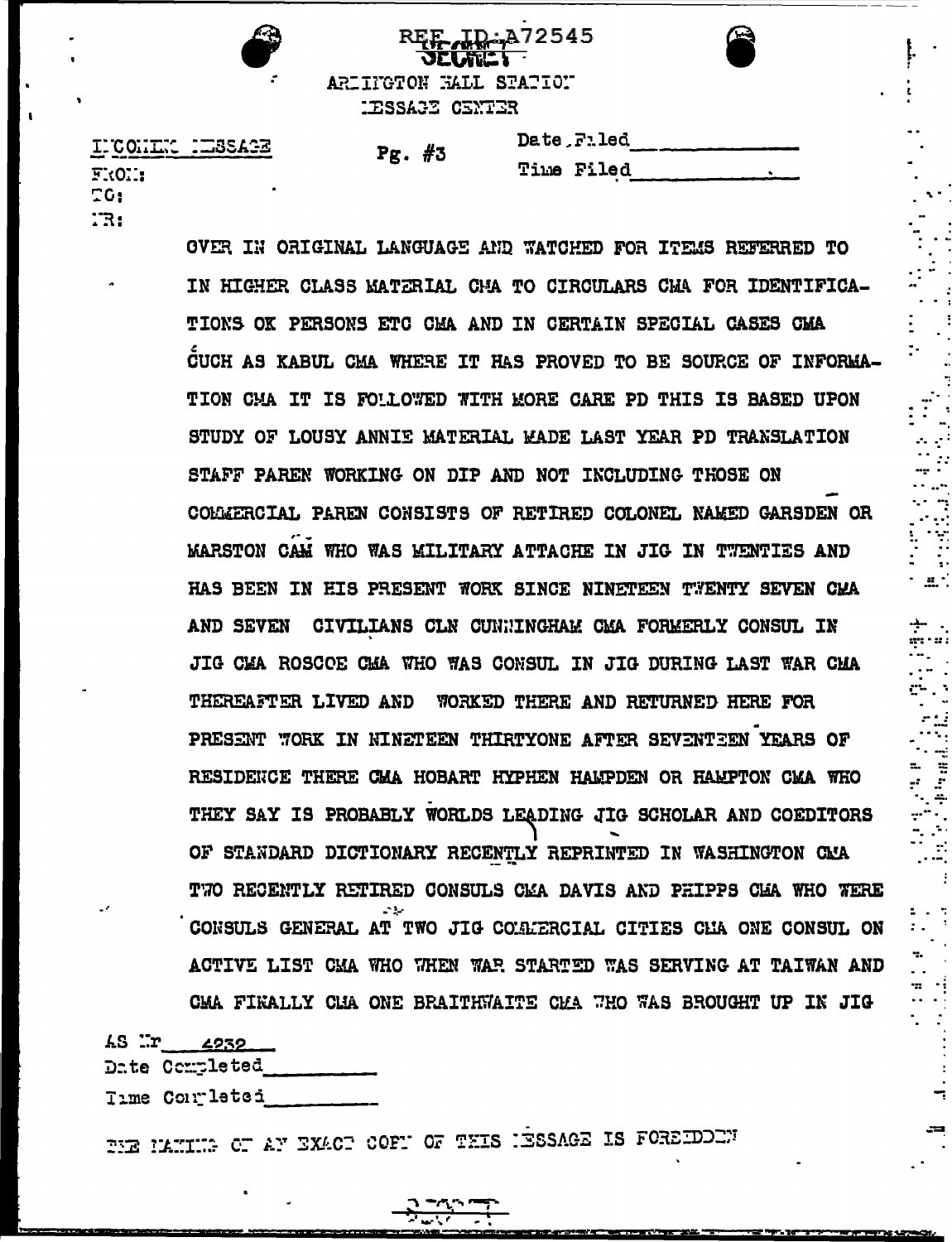REF ID:A72545

SECRET

ARLINGTON HALL STATION
MESSAGE CENTER

INCOMING MESSAGE

Pg. #3

Date Filed\_\_\_\_\_\_\_\_\_\_

Time Filed\_\_\_\_\_\_\_\_\_\_

FROM:
TO:
NR:

OVER IN ORIGINAL LANGUAGE AND WATCHED FOR ITEMS REFERRED TO IN HIGHER CLASS MATERIAL CMA TO CIRCULARS CMA FOR IDENTIFICATIONS OK PERSONS ETC CMA AND IN CERTAIN SPECIAL CASES CMA CUCH AS KABUL CMA WHERE IT HAS PROVED TO BE SOURCE OF INFORMATION CMA IT IS FOLLOWED WITH MORE CARE PD THIS IS BASED UPON STUDY OF LOUSY ANNIE MATERIAL MADE LAST YEAR PD TRANSLATION STAFF PAREN WORKING ON DIP AND NOT INCLUDING THOSE ON COMMERCIAL PAREN CONSISTS OF RETIRED COLONEL NAMED GARSDEN OR MARSTON CAM WHO WAS MILITARY ATTACHE IN JIG IN TWENTIES AND HAS BEEN IN HIS PRESENT WORK SINCE NINETEEN TWENTY SEVEN CMA AND SEVEN CIVILIANS CLN CUNNINGHAM CMA FORMERLY CONSUL IN JIG CMA ROSCOE CMA WHO WAS CONSUL IN JIG DURING LAST WAR CMA THEREAFTER LIVED AND WORKED THERE AND RETURNED HERE FOR PRESENT WORK IN NINETEEN THIRTYONE AFTER SEVENTEEN YEARS OF RESIDENCE THERE CMA HOBART HYPHEN HAMPDEN OR HAMPTON CMA WHO THEY SAY IS PROBABLY WORLDS LEADING JIG SCHOLAR AND COEDITORS OF STANDARD DICTIONARY RECENTLY REPRINTED IN WASHINGTON CMA TWO RECENTLY RETIRED CONSULS CMA DAVIS AND PHIPPS CMA WHO WERE CONSULS GENERAL AT TWO JIG COMMERCIAL CITIES CMA ONE CONSUL ON ACTIVE LIST CMA WHO WHEN WAR STARTED WAS SERVING AT TAIWAN AND CMA FINALLY CMA ONE BRAITHWAITE CMA WHO WAS BROUGHT UP IN JIG

AS Nr 4232

Date Completed\_\_\_\_\_\_\_\_\_\_

Time Completed\_\_\_\_\_\_\_\_\_\_

THE MAKING OF AN EXACT COPY OF THIS MESSAGE IS FORBIDDEN

SECRET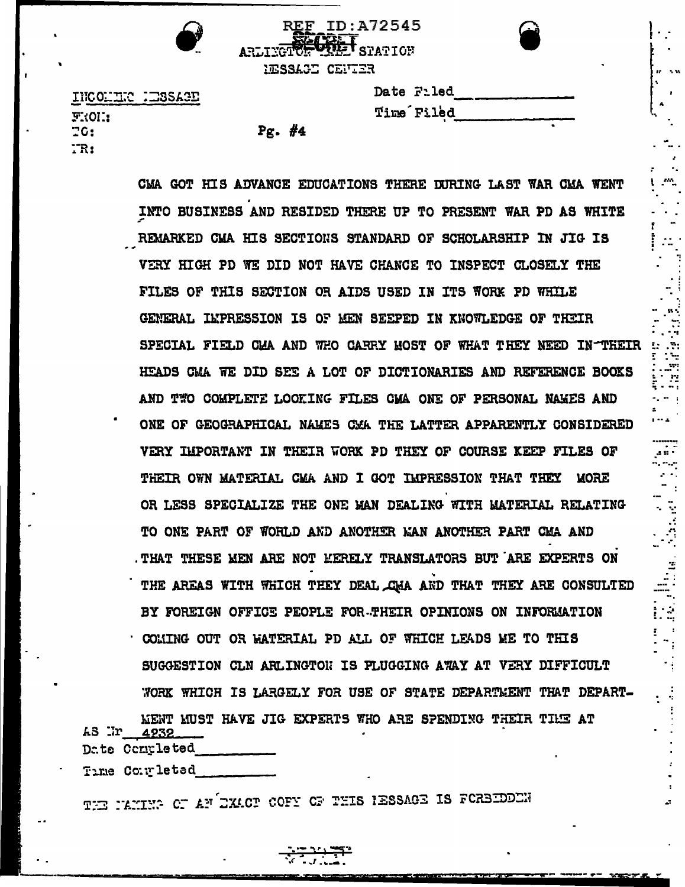REF ID:A72545

SECRET

ARLINGTON HALL STATION
MESSAGE CENTER

INCOMING MESSAGE

FROM:
TO:
NR:

Date Filed

Time Filed

Pg. #4

CMA GOT HIS ADVANCE EDUCATIONS THERE DURING LAST WAR CMA WENT INTO BUSINESS AND RESIDED THERE UP TO PRESENT WAR PD AS WHITE REMARKED CMA HIS SECTIONS STANDARD OF SCHOLARSHIP IN JIG IS VERY HIGH PD WE DID NOT HAVE CHANCE TO INSPECT CLOSELY THE FILES OF THIS SECTION OR AIDS USED IN ITS WORK PD WHILE GENERAL IMPRESSION IS OF MEN SEEPED IN KNOWLEDGE OF THEIR SPECIAL FIELD CMA AND WHO CARRY MOST OF WHAT THEY NEED IN THEIR HEADS CMA WE DID SEE A LOT OF DICTIONARIES AND REFERENCE BOOKS AND TWO COMPLETE LOOKING FILES CMA ONE OF PERSONAL NAMES AND ONE OF GEOGRAPHICAL NAMES CMA THE LATTER APPARENTLY CONSIDERED VERY IMPORTANT IN THEIR WORK PD THEY OF COURSE KEEP FILES OF THEIR OWN MATERIAL CMA AND I GOT IMPRESSION THAT THEY MORE OR LESS SPECIALIZE THE ONE MAN DEALING WITH MATERIAL RELATING TO ONE PART OF WORLD AND ANOTHER MAN ANOTHER PART CMA AND THAT THESE MEN ARE NOT MERELY TRANSLATORS BUT ARE EXPERTS ON THE AREAS WITH WHICH THEY DEAL CMA AND THAT THEY ARE CONSULTED BY FOREIGN OFFICE PEOPLE FOR THEIR OPINIONS ON INFORMATION COMING OUT OR MATERIAL PD ALL OF WHICH LEADS ME TO THIS SUGGESTION CLN ARLINGTON IS PLUGGING AWAY AT VERY DIFFICULT WORK WHICH IS LARGELY FOR USE OF STATE DEPARTMENT THAT DEPARTMENT MUST HAVE JIG EXPERTS WHO ARE SPENDING THEIR TIME AT

AS Nr 4232

Date Completed

Time Completed

THE MAKING OF AN EXACT COPY OF THIS MESSAGE IS FORBIDDEN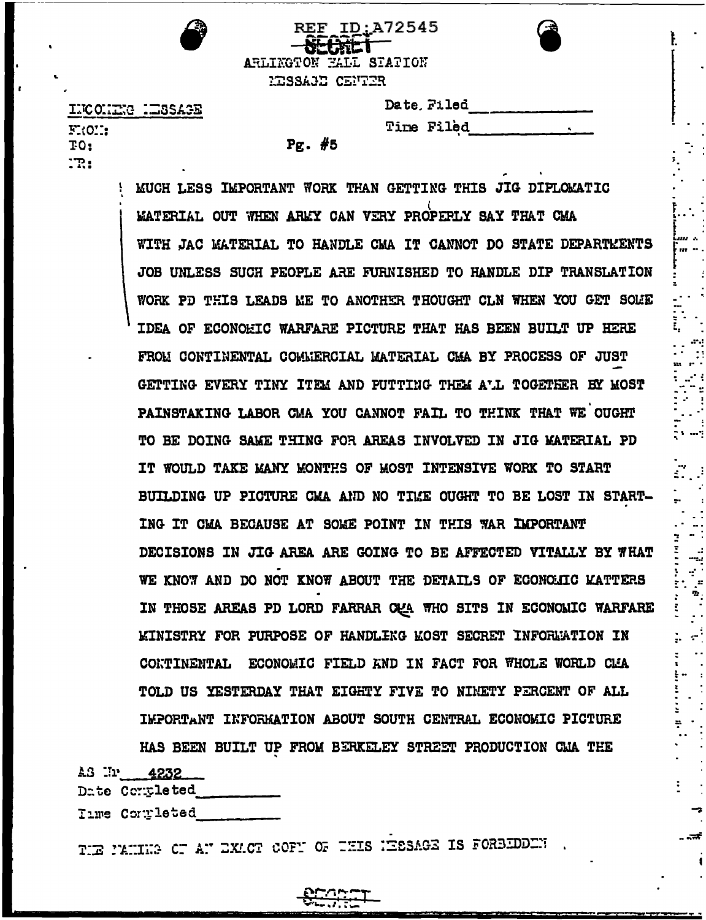REF ID:A72545

SECRET

ARLINGTON HALL STATION
MESSAGE CENTER

INCOMING MESSAGE

FROM:
TO:
NR:

Date Filed ____________
Time Filed ____________

Pg. #5

MUCH LESS IMPORTANT WORK THAN GETTING THIS JIG DIPLOMATIC MATERIAL OUT WHEN ARMY CAN VERY PROPERLY SAY THAT CMA WITH JAC MATERIAL TO HANDLE CMA IT CANNOT DO STATE DEPARTMENTS JOB UNLESS SUCH PEOPLE ARE FURNISHED TO HANDLE DIP TRANSLATION WORK PD THIS LEADS ME TO ANOTHER THOUGHT CLN WHEN YOU GET SOME IDEA OF ECONOMIC WARFARE PICTURE THAT HAS BEEN BUILT UP HERE FROM CONTINENTAL COMMERCIAL MATERIAL CMA BY PROCESS OF JUST GETTING EVERY TINY ITEM AND PUTTING THEM ALL TOGETHER BY MOST PAINSTAKING LABOR CMA YOU CANNOT FAIL TO THINK THAT WE OUGHT TO BE DOING SAME THING FOR AREAS INVOLVED IN JIG MATERIAL PD IT WOULD TAKE MANY MONTHS OF MOST INTENSIVE WORK TO START BUILDING UP PICTURE CMA AND NO TIME OUGHT TO BE LOST IN STARTING IT CMA BECAUSE AT SOME POINT IN THIS WAR IMPORTANT DECISIONS IN JIG AREA ARE GOING TO BE AFFECTED VITALLY BY WHAT WE KNOW AND DO NOT KNOW ABOUT THE DETAILS OF ECONOMIC MATTERS IN THOSE AREAS PD LORD FARRAR CMA WHO SITS IN ECONOMIC WARFARE MINISTRY FOR PURPOSE OF HANDLING MOST SECRET INFORMATION IN CONTINENTAL ECONOMIC FIELD AND IN FACT FOR WHOLE WORLD CMA TOLD US YESTERDAY THAT EIGHTY FIVE TO NINETY PERCENT OF ALL IMPORTANT INFORMATION ABOUT SOUTH CENTRAL ECONOMIC PICTURE HAS BEEN BUILT UP FROM BERKELEY STREET PRODUCTION CMA THE

AG Nr 4232
Date Completed ____________
Time Completed ____________

THE MAKING OF AN EXACT COPY OF THIS MESSAGE IS FORBIDDEN

SECRET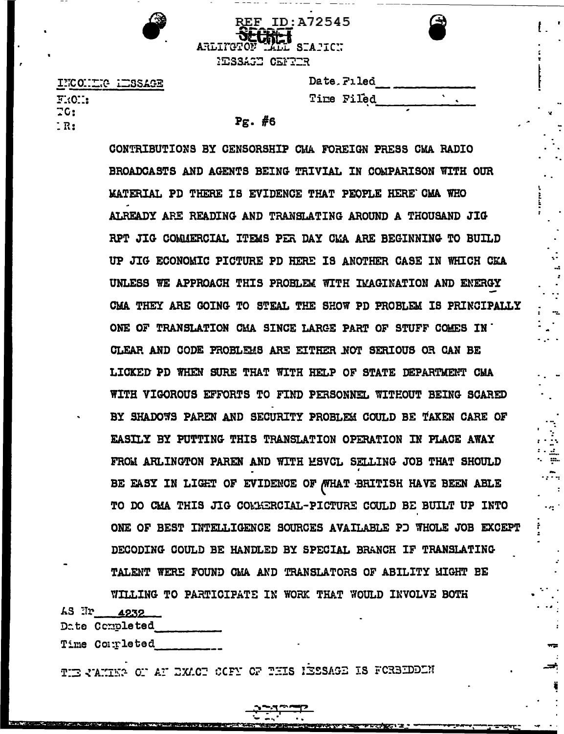REF ID:A72545

SECRET

ARLINGTON HALL STATION

MESSAGE CENTER

INCOMING MESSAGE

FROM:

TO:

NR:

Date Filed

Time Filed

Pg. #6

CONTRIBUTIONS BY CENSORSHIP CMA FOREIGN PRESS CMA RADIO BROADCASTS AND AGENTS BEING TRIVIAL IN COMPARISON WITH OUR MATERIAL PD THERE IS EVIDENCE THAT PEOPLE HERE CMA WHO ALREADY ARE READING AND TRANSLATING AROUND A THOUSAND JIG RPT JIG COMMERCIAL ITEMS PER DAY CMA ARE BEGINNING TO BUILD UP JIG ECONOMIC PICTURE PD HERE IS ANOTHER CASE IN WHICH CMA UNLESS WE APPROACH THIS PROBLEM WITH IMAGINATION AND ENERGY CMA THEY ARE GOING TO STEAL THE SHOW PD PROBLEM IS PRINCIPALLY ONE OF TRANSLATION CMA SINCE LARGE PART OF STUFF COMES IN CLEAR AND CODE PROBLEMS ARE EITHER NOT SERIOUS OR CAN BE LICKED PD WHEN SURE THAT WITH HELP OF STATE DEPARTMENT CMA WITH VIGOROUS EFFORTS TO FIND PERSONNEL WITHOUT BEING SCARED BY SHADOWS PAREN AND SECURITY PROBLEM COULD BE TAKEN CARE OF EASILY BY PUTTING THIS TRANSLATION OPERATION IN PLACE AWAY FROM ARLINGTON PAREN AND WITH MSVCL SELLING JOB THAT SHOULD BE EASY IN LIGHT OF EVIDENCE OF WHAT BRITISH HAVE BEEN ABLE TO DO CMA THIS JIG COMMERCIAL-PICTURE COULD BE BUILT UP INTO ONE OF BEST INTELLIGENCE SOURCES AVAILABLE PD WHOLE JOB EXCEPT DECODING COULD BE HANDLED BY SPECIAL BRANCH IF TRANSLATING TALENT WERE FOUND CMA AND TRANSLATORS OF ABILITY MIGHT BE WILLING TO PARTICIPATE IN WORK THAT WOULD INVOLVE BOTH

AS Nr 4232

Date Completed

Time Completed

THE MAKING OF AN EXACT COPY OF THIS MESSAGE IS FORBIDDEN

SECRET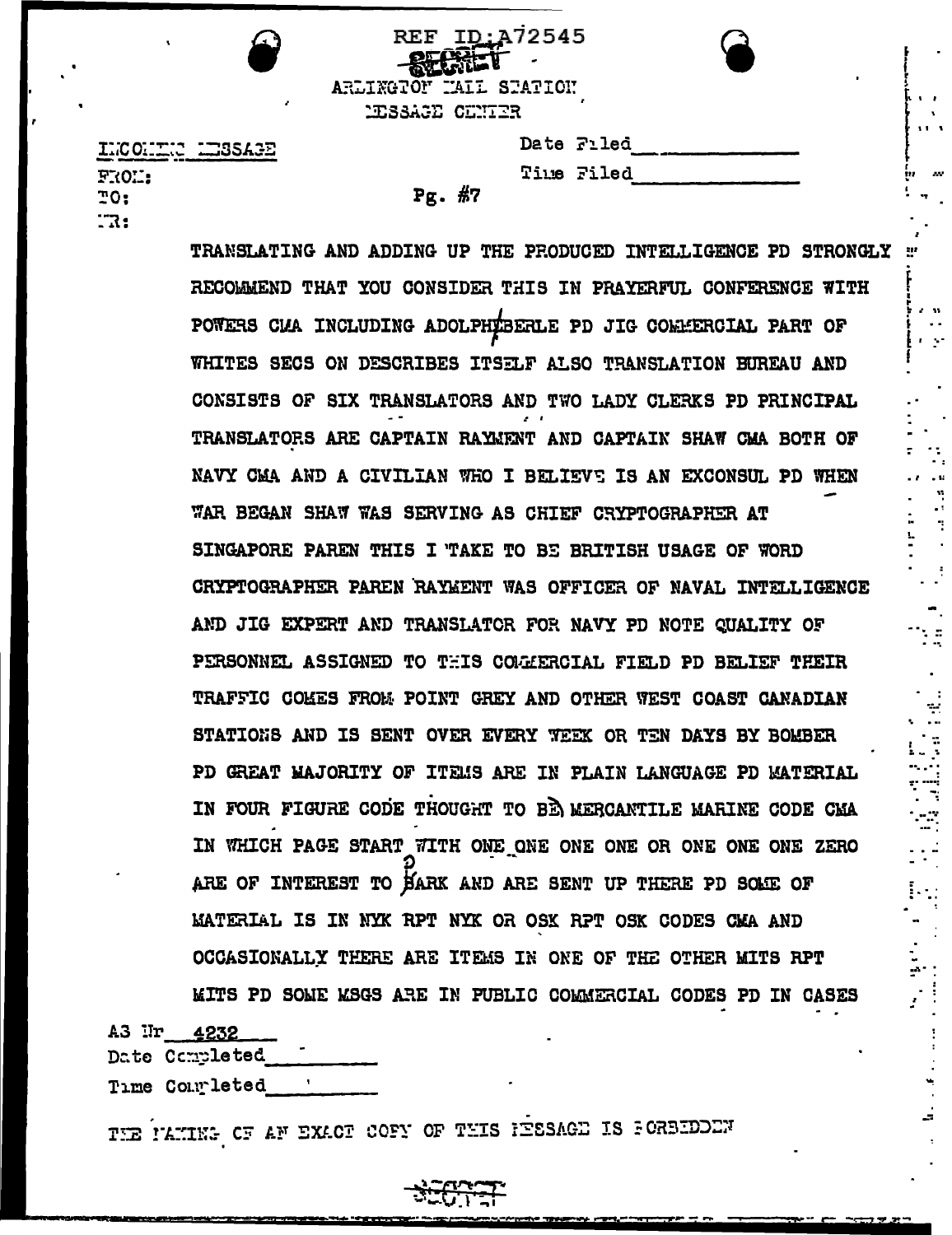REF ID:A72545

SECRET

ARLINGTON HALL STATION

MESSAGE CENTER

INCOMING MESSAGE

FROM:

TO:

NR:

Date Filed\_\_\_\_\_\_\_\_\_\_\_

Time Filed\_\_\_\_\_\_\_\_\_\_\_

Pg. #7

TRANSLATING AND ADDING UP THE PRODUCED INTELLIGENCE PD STRONGLY RECOMMEND THAT YOU CONSIDER THIS IN PRAYERFUL CONFERENCE WITH POWERS CMA INCLUDING ADOLPH BERLE PD JIG COMMERCIAL PART OF WHITES SECS ON DESCRIBES ITSELF ALSO TRANSLATION BUREAU AND CONSISTS OF SIX TRANSLATORS AND TWO LADY CLERKS PD PRINCIPAL TRANSLATORS ARE CAPTAIN RAYMENT AND CAPTAIN SHAW CMA BOTH OF NAVY CMA AND A CIVILIAN WHO I BELIEVE IS AN EXCONSUL PD WHEN WAR BEGAN SHAW WAS SERVING AS CHIEF CRYPTOGRAPHER AT SINGAPORE PAREN THIS I TAKE TO BE BRITISH USAGE OF WORD CRYPTOGRAPHER PAREN RAYMENT WAS OFFICER OF NAVAL INTELLIGENCE AND JIG EXPERT AND TRANSLATOR FOR NAVY PD NOTE QUALITY OF PERSONNEL ASSIGNED TO THIS COMMERCIAL FIELD PD BELIEF THEIR TRAFFIC COMES FROM POINT GREY AND OTHER WEST COAST CANADIAN STATIONS AND IS SENT OVER EVERY WEEK OR TEN DAYS BY BOMBER PD GREAT MAJORITY OF ITEMS ARE IN PLAIN LANGUAGE PD MATERIAL IN FOUR FIGURE CODE THOUGHT TO BE MERCANTILE MARINE CODE CMA IN WHICH PAGE START WITH ONE ONE ONE ONE OR ONE ONE ONE ZERO ARE OF INTEREST TO PARK AND ARE SENT UP THERE PD SOME OF MATERIAL IS IN NYK RPT NYK OR OSK RPT OSK CODES CMA AND OCCASIONALLY THERE ARE ITEMS IN ONE OF THE OTHER MITS RPT MITS PD SOME MSGS ARE IN PUBLIC COMMERCIAL CODES PD IN CASES

AS Nr 4232

Date Completed\_\_\_\_\_\_\_\_

Time Completed\_\_\_\_\_\_\_\_

THE MAKING OF AN EXACT COPY OF THIS MESSAGE IS FORBIDDEN

SECRET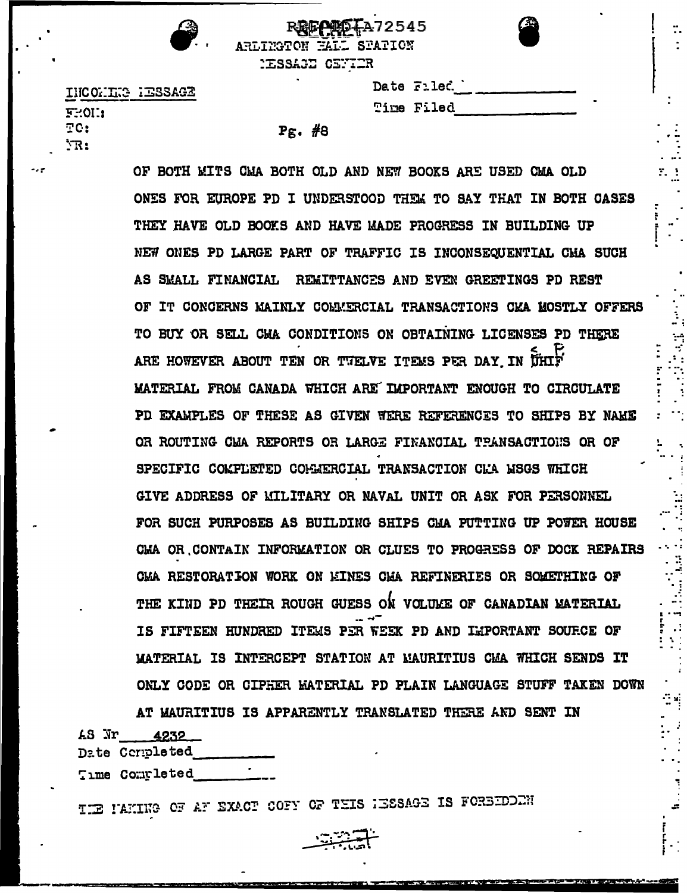REF ID:A72545

ARLINGTON HALL STATION
MESSAGE CENTER

INCOMING MESSAGE

FROM:
TO:
NR:

Date Filed \_\_\_\_\_\_\_\_\_\_
Time Filed \_\_\_\_\_\_\_\_\_\_

Pg. #8

OF BOTH MITS CMA BOTH OLD AND NEW BOOKS ARE USED CMA OLD ONES FOR EUROPE PD I UNDERSTOOD THEM TO SAY THAT IN BOTH CASES THEY HAVE OLD BOOKS AND HAVE MADE PROGRESS IN BUILDING UP NEW ONES PD LARGE PART OF TRAFFIC IS INCONSEQUENTIAL CMA SUCH AS SMALL FINANCIAL REMITTANCES AND EVEN GREETINGS PD REST OF IT CONCERNS MAINLY COMMERCIAL TRANSACTIONS CMA MOSTLY OFFERS TO BUY OR SELL CMA CONDITIONS ON OBTAINING LICENSES PD THERE ARE HOWEVER ABOUT TEN OR TWELVE ITEMS PER DAY IN SHIP MATERIAL FROM CANADA WHICH ARE IMPORTANT ENOUGH TO CIRCULATE PD EXAMPLES OF THESE AS GIVEN WERE REFERENCES TO SHIPS BY NAME OR ROUTING CMA REPORTS OR LARGE FINANCIAL TRANSACTIONS OR OF SPECIFIC COMPLETED COMMERCIAL TRANSACTION CMA MSGS WHICH GIVE ADDRESS OF MILITARY OR NAVAL UNIT OR ASK FOR PERSONNEL FOR SUCH PURPOSES AS BUILDING SHIPS CMA PUTTING UP POWER HOUSE CMA OR CONTAIN INFORMATION OR CLUES TO PROGRESS OF DOCK REPAIRS CMA RESTORATION WORK ON MINES CMA REFINERIES OR SOMETHING OF THE KIND PD THEIR ROUGH GUESS ON VOLUME OF CANADIAN MATERIAL IS FIFTEEN HUNDRED ITEMS PER WEEK PD AND IMPORTANT SOURCE OF MATERIAL IS INTERCEPT STATION AT MAURITIUS CMA WHICH SENDS IT ONLY CODE OR CIPHER MATERIAL PD PLAIN LANGUAGE STUFF TAKEN DOWN AT MAURITIUS IS APPARENTLY TRANSLATED THERE AND SENT IN

AS Nr 4232
Date Completed \_\_\_\_\_\_\_\_\_\_
Time Completed \_\_\_\_\_\_\_\_\_\_

THE MAKING OF AN EXACT COPY OF THIS MESSAGE IS FORBIDDEN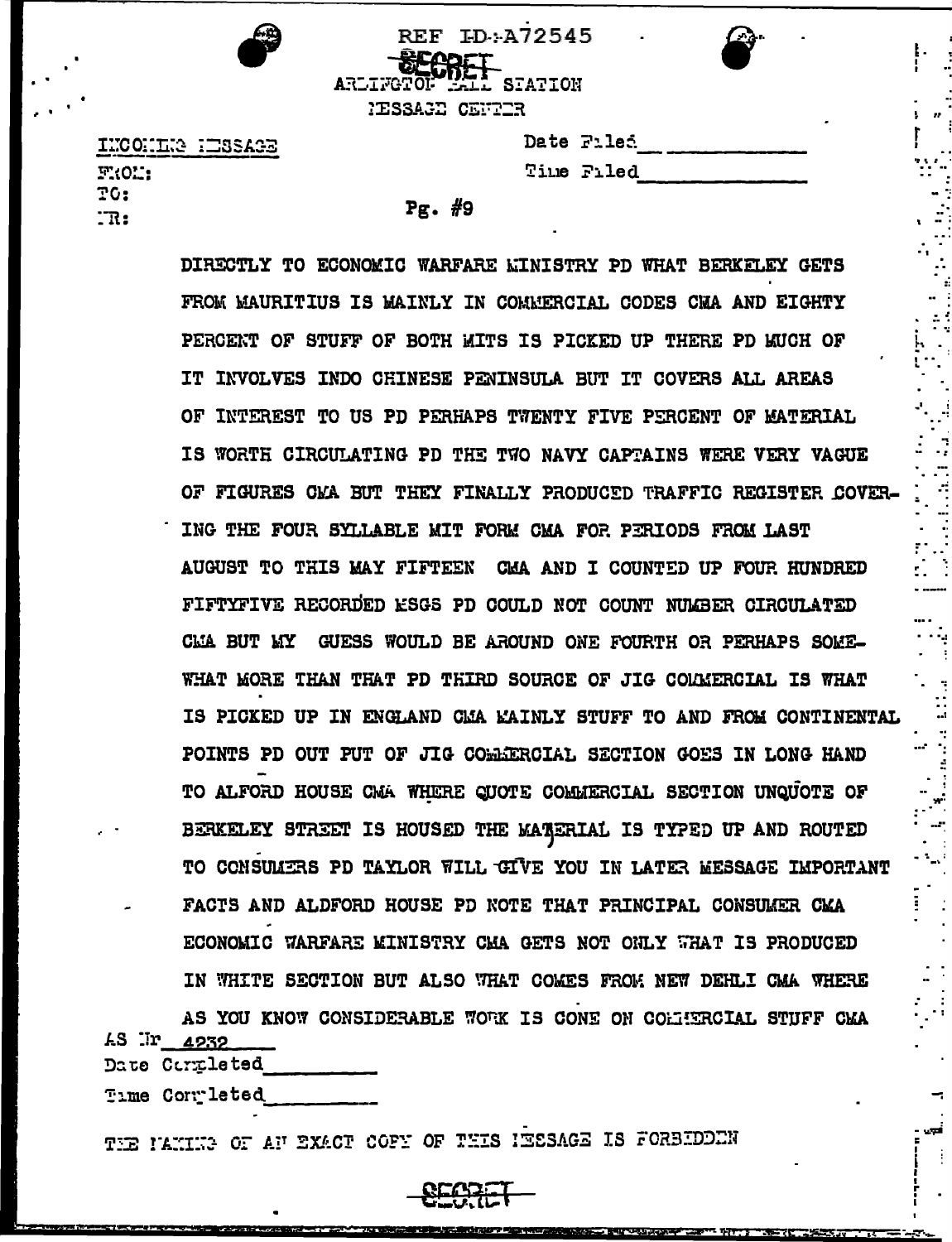REF ID:A72545

SECRET

ARLINGTON HALL STATION

MESSAGE CENTER

INCOMING MESSAGE

FROM:

TO:

NR:

Date Filed\_\_\_\_\_\_\_\_\_\_\_\_

Time Filed\_\_\_\_\_\_\_\_\_\_\_\_

Pg. #9

DIRECTLY TO ECONOMIC WARFARE MINISTRY PD WHAT BERKELEY GETS FROM MAURITIUS IS MAINLY IN COMMERCIAL CODES CMA AND EIGHTY PERCENT OF STUFF OF BOTH MITS IS PICKED UP THERE PD MUCH OF IT INVOLVES INDO CHINESE PENINSULA BUT IT COVERS ALL AREAS OF INTEREST TO US PD PERHAPS TWENTY FIVE PERCENT OF MATERIAL IS WORTH CIRCULATING PD THE TWO NAVY CAPTAINS WERE VERY VAGUE OF FIGURES CMA BUT THEY FINALLY PRODUCED TRAFFIC REGISTER COVERING THE FOUR SYLLABLE MIT FORM CMA FOR PERIODS FROM LAST AUGUST TO THIS MAY FIFTEEN CMA AND I COUNTED UP FOUR HUNDRED FIFTYFIVE RECORDED MSGS PD COULD NOT COUNT NUMBER CIRCULATED CMA BUT MY GUESS WOULD BE AROUND ONE FOURTH OR PERHAPS SOMEWHAT MORE THAN THAT PD THIRD SOURCE OF JIG COMMERCIAL IS WHAT IS PICKED UP IN ENGLAND CMA MAINLY STUFF TO AND FROM CONTINENTAL POINTS PD OUT PUT OF JIG COMMERCIAL SECTION GOES IN LONG HAND TO ALFORD HOUSE CMA WHERE QUOTE COMMERCIAL SECTION UNQUOTE OF BERKELEY STREET IS HOUSED THE MATERIAL IS TYPED UP AND ROUTED TO CONSUMERS PD TAYLOR WILL GIVE YOU IN LATER MESSAGE IMPORTANT FACTS AND ALDFORD HOUSE PD NOTE THAT PRINCIPAL CONSUMER CMA ECONOMIC WARFARE MINISTRY CMA GETS NOT ONLY WHAT IS PRODUCED IN WHITE SECTION BUT ALSO WHAT COMES FROM NEW DEHLI CMA WHERE AS YOU KNOW CONSIDERABLE WORK IS DONE ON COMMERCIAL STUFF CMA

AS Nr 4232

Date Completed\_\_\_\_\_\_\_\_\_\_

Time Completed\_\_\_\_\_\_\_\_\_\_

THE MAKING OF AN EXACT COPY OF THIS MESSAGE IS FORBIDDEN

SECRET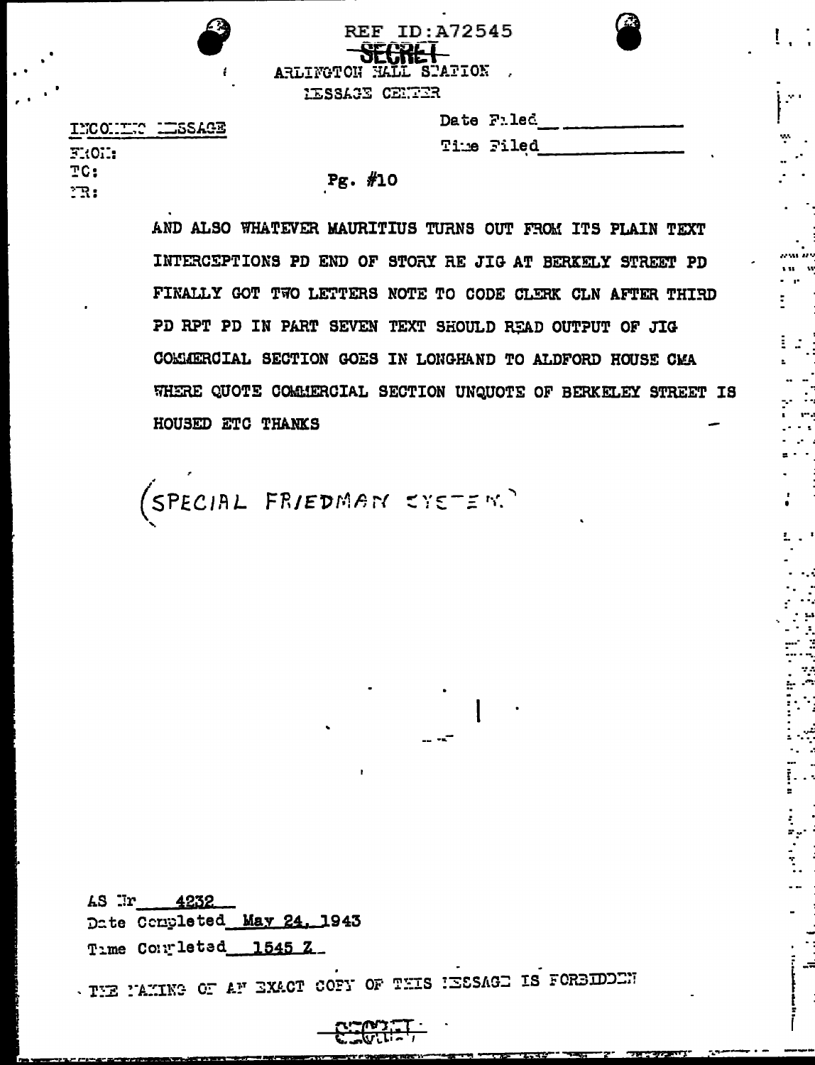REF ID:A72545

SECRET

ARLINGTON HALL STATION

MESSAGE CENTER

INCOMING MESSAGE

FROM:

TO:

NR:

Date Filed ____________

Time Filed ____________

Pg. #10

AND ALSO WHATEVER MAURITIUS TURNS OUT FROM ITS PLAIN TEXT INTERCEPTIONS PD END OF STORY RE JIG AT BERKELY STREET PD FINALLY GOT TWO LETTERS NOTE TO CODE CLERK CLN AFTER THIRD PD RPT PD IN PART SEVEN TEXT SHOULD READ OUTPUT OF JIG COMMERCIAL SECTION GOES IN LONGHAND TO ALDFORD HOUSE CMA WHERE QUOTE COMMERCIAL SECTION UNQUOTE OF BERKELEY STREET IS HOUSED ETC THANKS

(SPECIAL FRIEDMAN SYSTEM)

AS Nr 4232

Date Completed May 24, 1943

Time Completed 1545 Z

THE MAKING OF AN EXACT COPY OF THIS MESSAGE IS FORBIDDEN

SECRET